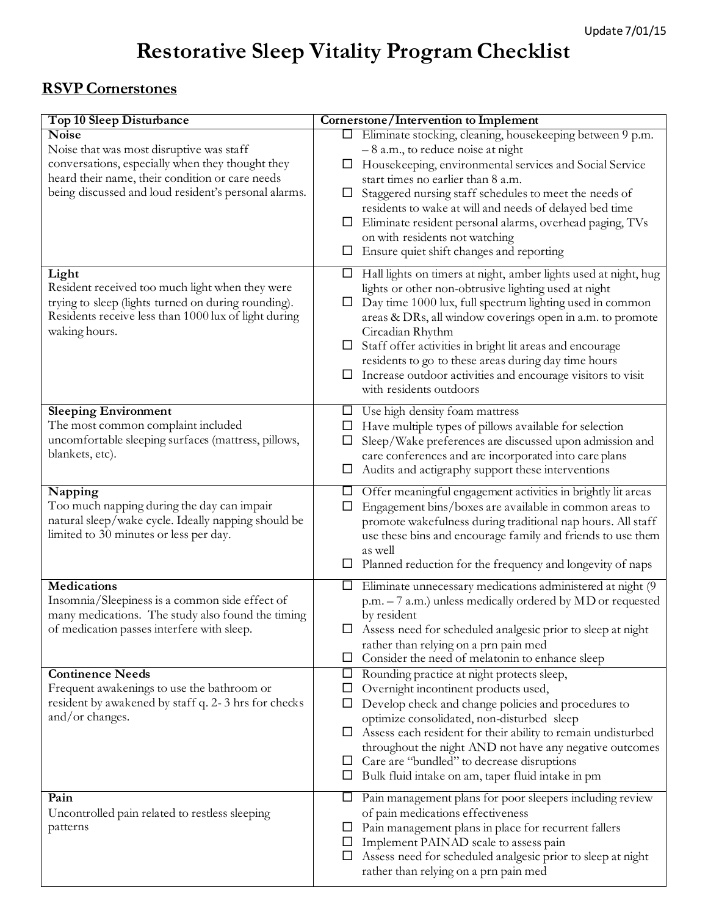Update 7/01/15

# Restorative Sleep Vitality Program Checklist

## RSVP Cornerstones

| Top 10 Sleep Disturbance | Cornerstone/Intervention to Implement |
|---|---|
| **Noise**<br>Noise that was most disruptive was staff conversations, especially when they thought they heard their name, their condition or care needs being discussed and loud resident's personal alarms. | ☐ Eliminate stocking, cleaning, housekeeping between 9 p.m. – 8 a.m., to reduce noise at night<br>☐ Housekeeping, environmental services and Social Service start times no earlier than 8 a.m.<br>☐ Staggered nursing staff schedules to meet the needs of residents to wake at will and needs of delayed bed time<br>☐ Eliminate resident personal alarms, overhead paging, TVs on with residents not watching<br>☐ Ensure quiet shift changes and reporting |
| **Light**<br>Resident received too much light when they were trying to sleep (lights turned on during rounding). Residents receive less than 1000 lux of light during waking hours. | ☐ Hall lights on timers at night, amber lights used at night, hug lights or other non-obtrusive lighting used at night<br>☐ Day time 1000 lux, full spectrum lighting used in common areas & DRs, all window coverings open in a.m. to promote Circadian Rhythm<br>☐ Staff offer activities in bright lit areas and encourage residents to go to these areas during day time hours<br>☐ Increase outdoor activities and encourage visitors to visit with residents outdoors |
| **Sleeping Environment**<br>The most common complaint included uncomfortable sleeping surfaces (mattress, pillows, blankets, etc). | ☐ Use high density foam mattress<br>☐ Have multiple types of pillows available for selection<br>☐ Sleep/Wake preferences are discussed upon admission and care conferences and are incorporated into care plans<br>☐ Audits and actigraphy support these interventions |
| **Napping**<br>Too much napping during the day can impair natural sleep/wake cycle. Ideally napping should be limited to 30 minutes or less per day. | ☐ Offer meaningful engagement activities in brightly lit areas<br>☐ Engagement bins/boxes are available in common areas to promote wakefulness during traditional nap hours. All staff use these bins and encourage family and friends to use them as well<br>☐ Planned reduction for the frequency and longevity of naps |
| **Medications**<br>Insomnia/Sleepiness is a common side effect of many medications. The study also found the timing of medication passes interfere with sleep. | ☐ Eliminate unnecessary medications administered at night (9 p.m. – 7 a.m.) unless medically ordered by MD or requested by resident<br>☐ Assess need for scheduled analgesic prior to sleep at night rather than relying on a prn pain med<br>☐ Consider the need of melatonin to enhance sleep |
| **Continence Needs**<br>Frequent awakenings to use the bathroom or resident by awakened by staff q. 2- 3 hrs for checks and/or changes. | ☐ Rounding practice at night protects sleep,<br>☐ Overnight incontinent products used,<br>☐ Develop check and change policies and procedures to optimize consolidated, non-disturbed sleep<br>☐ Assess each resident for their ability to remain undisturbed throughout the night AND not have any negative outcomes<br>☐ Care are "bundled" to decrease disruptions<br>☐ Bulk fluid intake on am, taper fluid intake in pm |
| **Pain**<br>Uncontrolled pain related to restless sleeping patterns | ☐ Pain management plans for poor sleepers including review of pain medications effectiveness<br>☐ Pain management plans in place for recurrent fallers<br>☐ Implement PAINAD scale to assess pain<br>☐ Assess need for scheduled analgesic prior to sleep at night rather than relying on a prn pain med |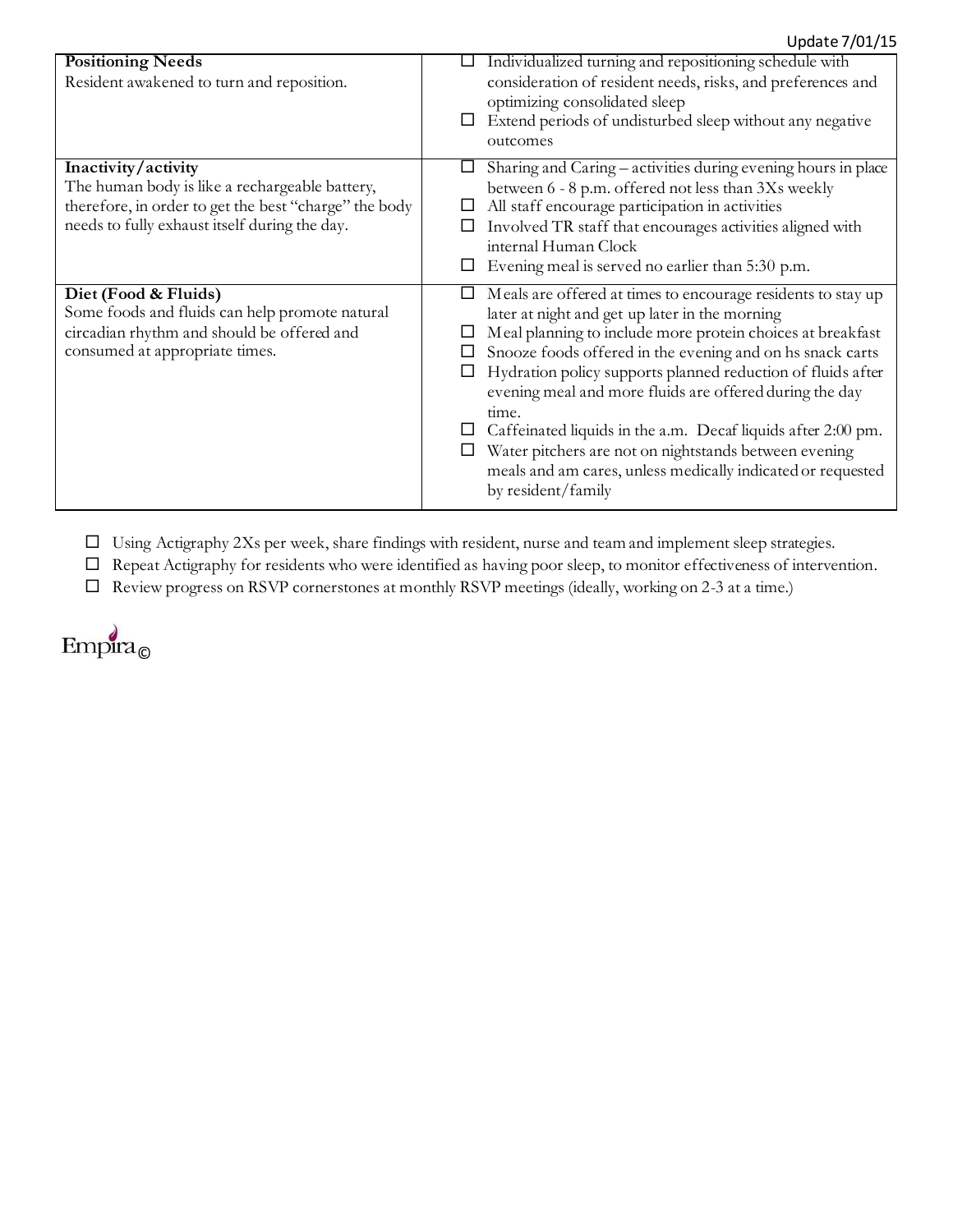Update 7/01/15

| | |
|---|---|
| **Positioning Needs**<br>Resident awakened to turn and reposition. | ☐ Individualized turning and repositioning schedule with consideration of resident needs, risks, and preferences and optimizing consolidated sleep<br>☐ Extend periods of undisturbed sleep without any negative outcomes |
| **Inactivity/activity**<br>The human body is like a rechargeable battery, therefore, in order to get the best "charge" the body needs to fully exhaust itself during the day. | ☐ Sharing and Caring – activities during evening hours in place between 6 - 8 p.m. offered not less than 3Xs weekly<br>☐ All staff encourage participation in activities<br>☐ Involved TR staff that encourages activities aligned with internal Human Clock<br>☐ Evening meal is served no earlier than 5:30 p.m. |
| **Diet (Food & Fluids)**<br>Some foods and fluids can help promote natural circadian rhythm and should be offered and consumed at appropriate times. | ☐ Meals are offered at times to encourage residents to stay up later at night and get up later in the morning<br>☐ Meal planning to include more protein choices at breakfast<br>☐ Snooze foods offered in the evening and on hs snack carts<br>☐ Hydration policy supports planned reduction of fluids after evening meal and more fluids are offered during the day time.<br>☐ Caffeinated liquids in the a.m. Decaf liquids after 2:00 pm.<br>☐ Water pitchers are not on nightstands between evening meals and am cares, unless medically indicated or requested by resident/family |

- ☐ Using Actigraphy 2Xs per week, share findings with resident, nurse and team and implement sleep strategies.
- ☐ Repeat Actigraphy for residents who were identified as having poor sleep, to monitor effectiveness of intervention.
- ☐ Review progress on RSVP cornerstones at monthly RSVP meetings (ideally, working on 2-3 at a time.)

Empira©